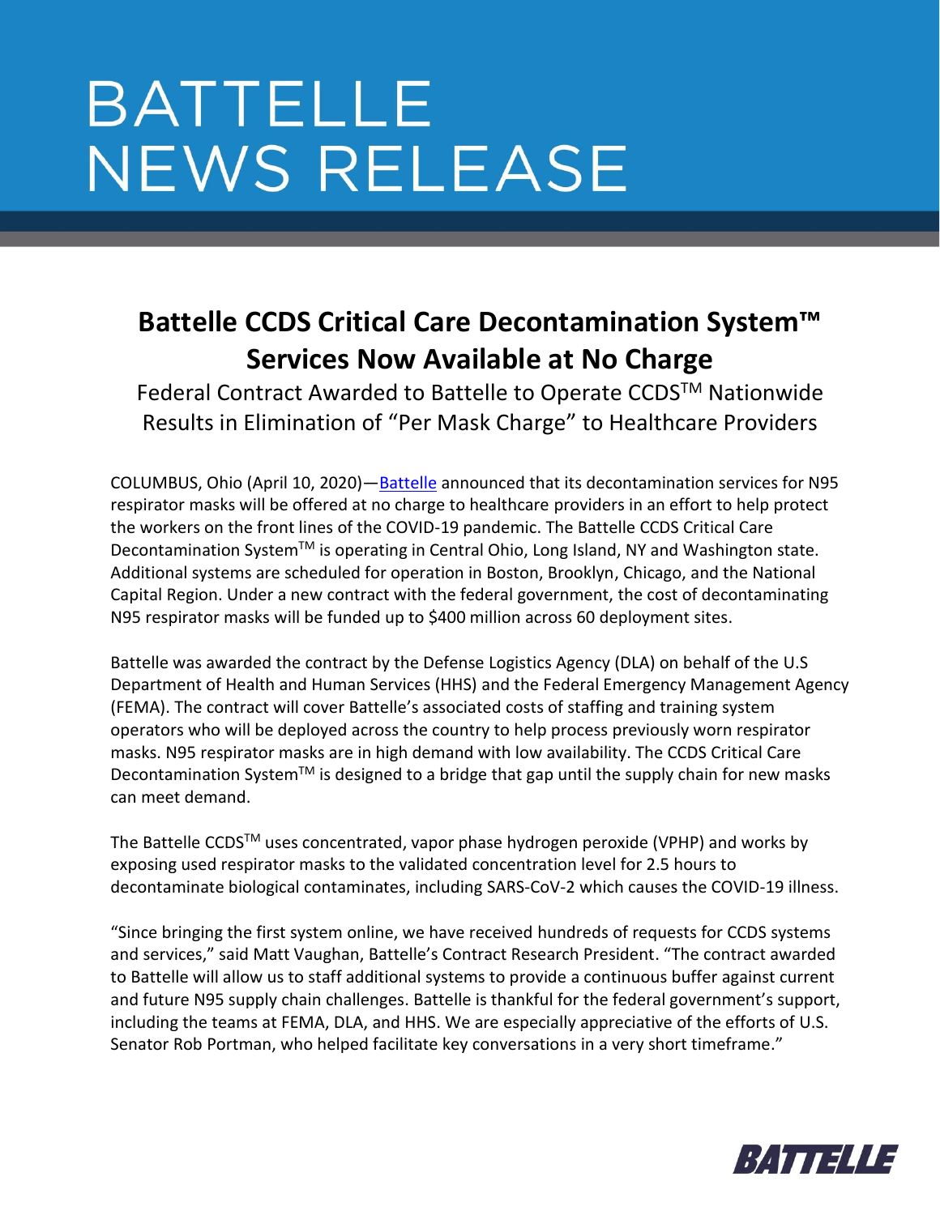# BATTELLE NEWS RELEASE

## Battelle CCDS Critical Care Decontamination System™ Services Now Available at No Charge

Federal Contract Awarded to Battelle to Operate CCDS™ Nationwide Results in Elimination of "Per Mask Charge" to Healthcare Providers

COLUMBUS, Ohio (April 10, 2020)—Battelle announced that its decontamination services for N95 respirator masks will be offered at no charge to healthcare providers in an effort to help protect the workers on the front lines of the COVID-19 pandemic. The Battelle CCDS Critical Care Decontamination System™ is operating in Central Ohio, Long Island, NY and Washington state. Additional systems are scheduled for operation in Boston, Brooklyn, Chicago, and the National Capital Region. Under a new contract with the federal government, the cost of decontaminating N95 respirator masks will be funded up to $400 million across 60 deployment sites.

Battelle was awarded the contract by the Defense Logistics Agency (DLA) on behalf of the U.S Department of Health and Human Services (HHS) and the Federal Emergency Management Agency (FEMA). The contract will cover Battelle's associated costs of staffing and training system operators who will be deployed across the country to help process previously worn respirator masks. N95 respirator masks are in high demand with low availability. The CCDS Critical Care Decontamination System™ is designed to a bridge that gap until the supply chain for new masks can meet demand.

The Battelle CCDS™ uses concentrated, vapor phase hydrogen peroxide (VPHP) and works by exposing used respirator masks to the validated concentration level for 2.5 hours to decontaminate biological contaminates, including SARS-CoV-2 which causes the COVID-19 illness.

"Since bringing the first system online, we have received hundreds of requests for CCDS systems and services," said Matt Vaughan, Battelle's Contract Research President. "The contract awarded to Battelle will allow us to staff additional systems to provide a continuous buffer against current and future N95 supply chain challenges. Battelle is thankful for the federal government's support, including the teams at FEMA, DLA, and HHS. We are especially appreciative of the efforts of U.S. Senator Rob Portman, who helped facilitate key conversations in a very short timeframe."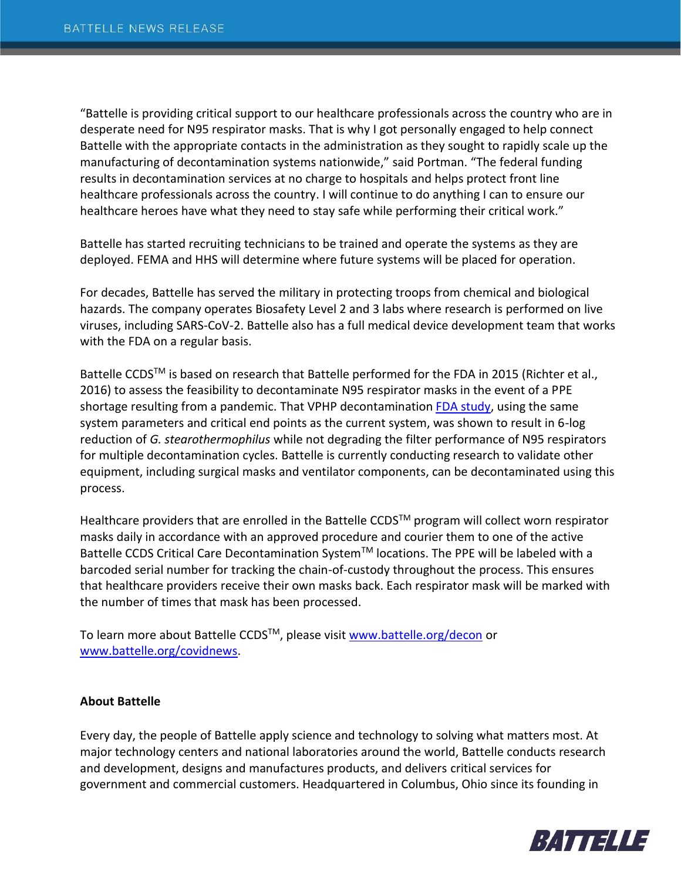"Battelle is providing critical support to our healthcare professionals across the country who are in desperate need for N95 respirator masks. That is why I got personally engaged to help connect Battelle with the appropriate contacts in the administration as they sought to rapidly scale up the manufacturing of decontamination systems nationwide," said Portman. "The federal funding results in decontamination services at no charge to hospitals and helps protect front line healthcare professionals across the country. I will continue to do anything I can to ensure our healthcare heroes have what they need to stay safe while performing their critical work."

Battelle has started recruiting technicians to be trained and operate the systems as they are deployed. FEMA and HHS will determine where future systems will be placed for operation.

For decades, Battelle has served the military in protecting troops from chemical and biological hazards. The company operates Biosafety Level 2 and 3 labs where research is performed on live viruses, including SARS-CoV-2. Battelle also has a full medical device development team that works with the FDA on a regular basis.

Battelle CCDS™ is based on research that Battelle performed for the FDA in 2015 (Richter et al., 2016) to assess the feasibility to decontaminate N95 respirator masks in the event of a PPE shortage resulting from a pandemic. That VPHP decontamination [FDA study](), using the same system parameters and critical end points as the current system, was shown to result in 6-log reduction of *G. stearothermophilus* while not degrading the filter performance of N95 respirators for multiple decontamination cycles. Battelle is currently conducting research to validate other equipment, including surgical masks and ventilator components, can be decontaminated using this process.

Healthcare providers that are enrolled in the Battelle CCDS™ program will collect worn respirator masks daily in accordance with an approved procedure and courier them to one of the active Battelle CCDS Critical Care Decontamination System™ locations. The PPE will be labeled with a barcoded serial number for tracking the chain-of-custody throughout the process. This ensures that healthcare providers receive their own masks back. Each respirator mask will be marked with the number of times that mask has been processed.

To learn more about Battelle CCDS™, please visit www.battelle.org/decon or www.battelle.org/covidnews.

**About Battelle**

Every day, the people of Battelle apply science and technology to solving what matters most. At major technology centers and national laboratories around the world, Battelle conducts research and development, designs and manufactures products, and delivers critical services for government and commercial customers. Headquartered in Columbus, Ohio since its founding in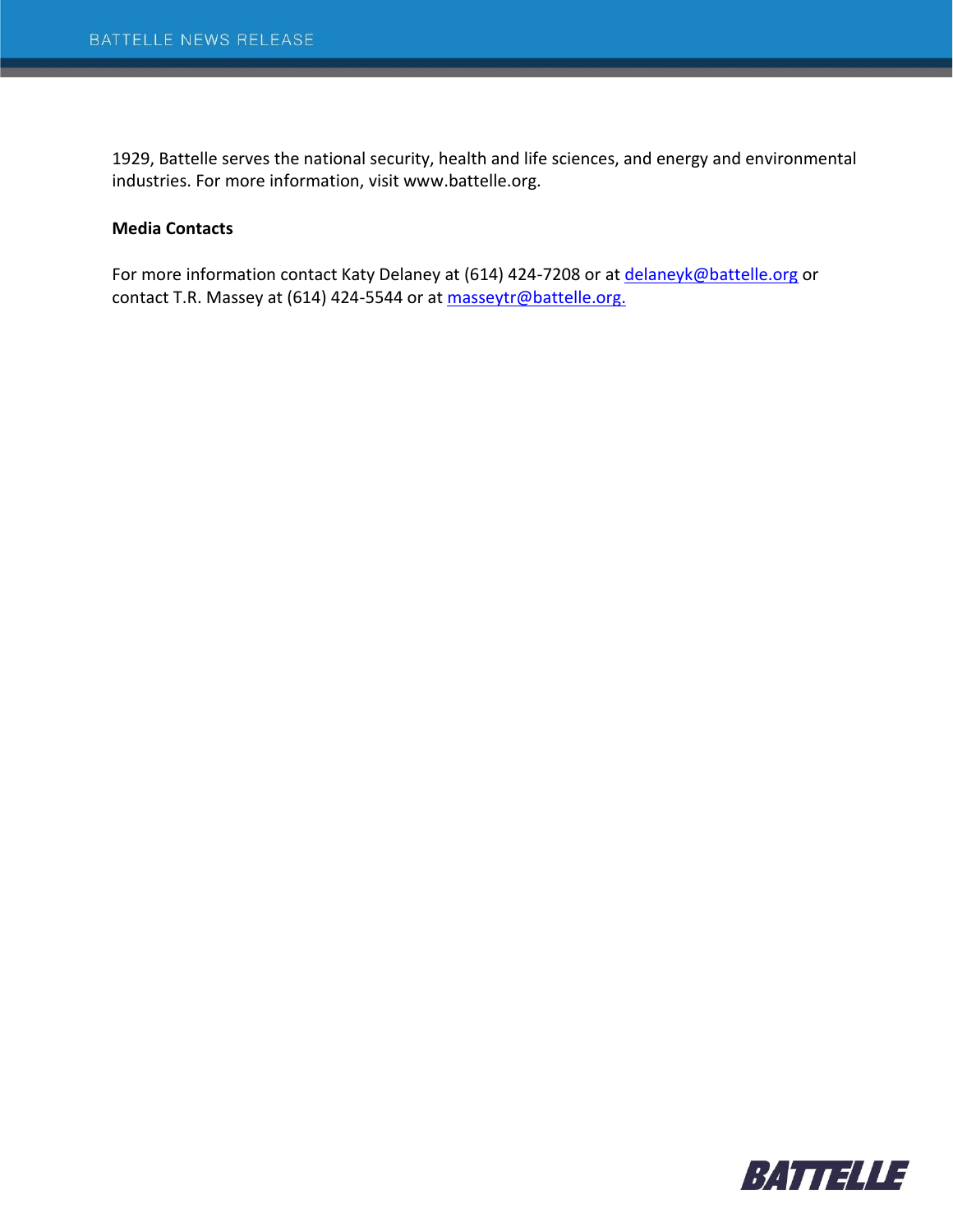1929, Battelle serves the national security, health and life sciences, and energy and environmental industries. For more information, visit www.battelle.org.

**Media Contacts**

For more information contact Katy Delaney at (614) 424-7208 or at delaneyk@battelle.org or contact T.R. Massey at (614) 424-5544 or at masseytr@battelle.org.